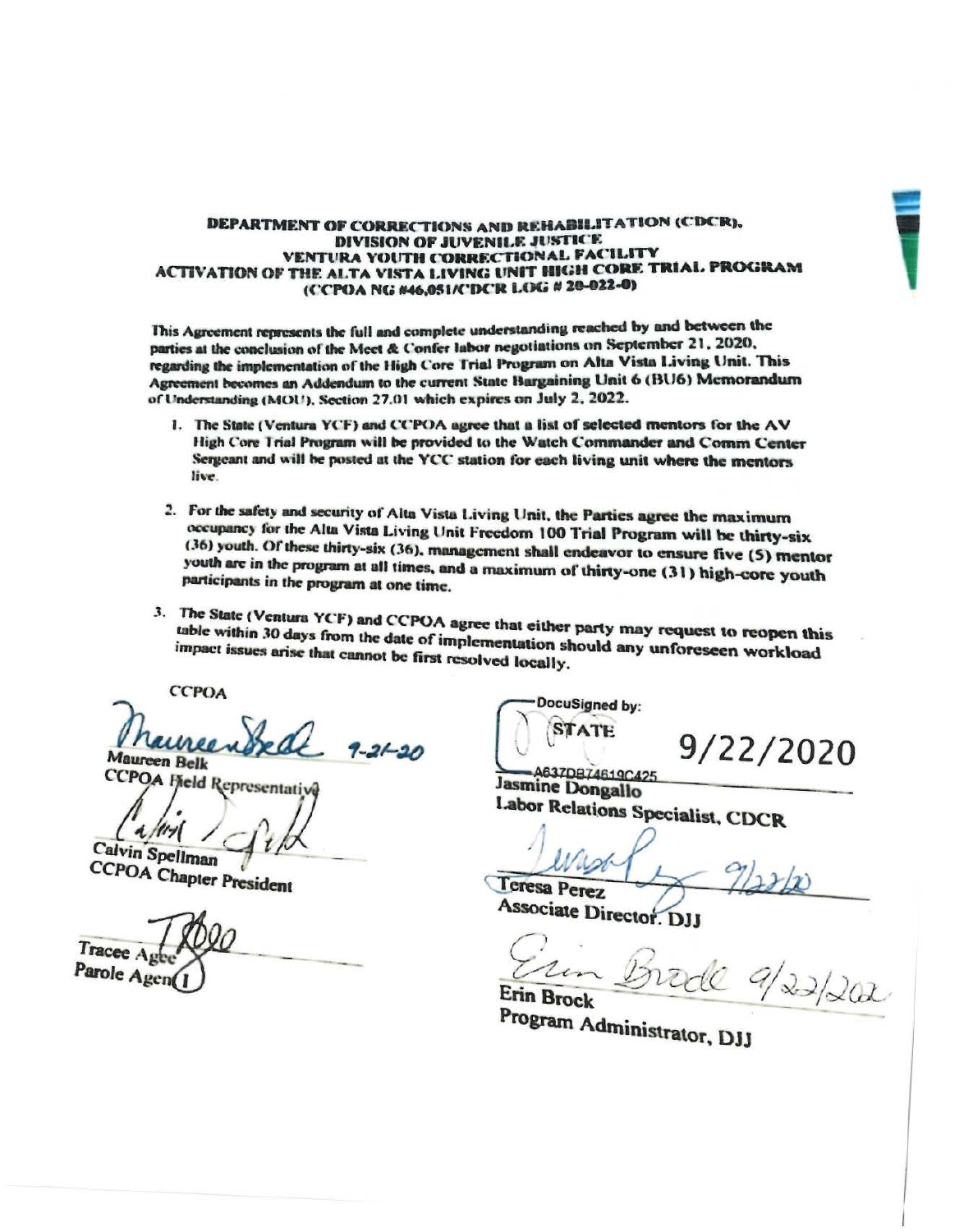**DEPARTMENT OF CORRECTIONS AND REHABILITATION (CDCR), DIVISION OF JUVENILE JUSTICE VENTURA YOUTH CORRECTIONAL FACILITY ACTIVATION OF THE ALTA VISTA LIVING UNIT HIGH CORE TRIAL PROGRAM (CCPOA NG #46,051/CDCR LOG # 20-022-0)**

This Agreement represents the full and complete understanding reached by and between the parties at the conclusion of the Meet & Confer labor negotiations on September 21, 2020, regarding the implementation of the High Core Trial Program on Alta Vista Living Unit. This Agreement becomes an Addendum to the current State Bargaining Unit 6 (BU6) Memorandum of Understanding (MOU), Section 27.01 which expires on July 2, 2022.

1. The State (Ventura YCF) and CCPOA agree that a list of selected mentors for the AV High Core Trial Program will be provided to the Watch Commander and Comm Center Sergeant and will be posted at the YCC station for each living unit where the mentors live.

2. For the safety and security of Alta Vista Living Unit, the Parties agree the maximum occupancy for the Alta Vista Living Unit Freedom 100 Trial Program will be thirty-six (36) youth. Of these thirty-six (36), management shall endeavor to ensure five (5) mentor youth are in the program at all times, and a maximum of thirty-one (31) high-core youth participants in the program at one time.

3. The State (Ventura YCF) and CCPOA agree that either party may request to reopen this table within 30 days from the date of implementation should any unforeseen workload impact issues arise that cannot be first resolved locally.

| CCPOA | STATE |
|---|---|
| Maureen Belk 9-21-20 | DocuSigned by: STATE 9/22/2020 A637DB74619C425 |
| Maureen Belk, CCPOA Field Representative | Jasmine Dongallo, Labor Relations Specialist, CDCR |
| Calvin Spellman, CCPOA Chapter President | Teresa Perez 9/22/20, Associate Director, DJJ |
| Tracee Agee, Parole Agent I | Erin Brock 9/22/2020, Program Administrator, DJJ |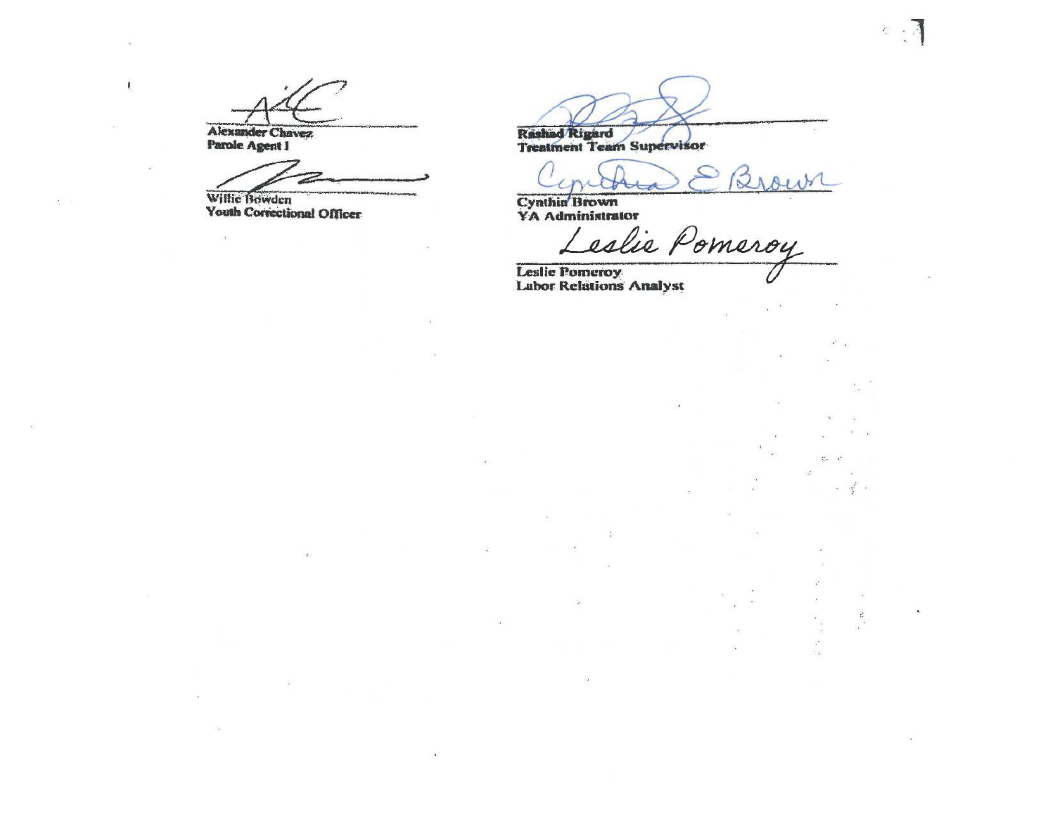Alexander Chavez
Parole Agent I

Willie Bowden
Youth Correctional Officer

Rashad Rigard
Treatment Team Supervisor

Cynthia Brown
YA Administrator

Leslie Pomeroy
Labor Relations Analyst